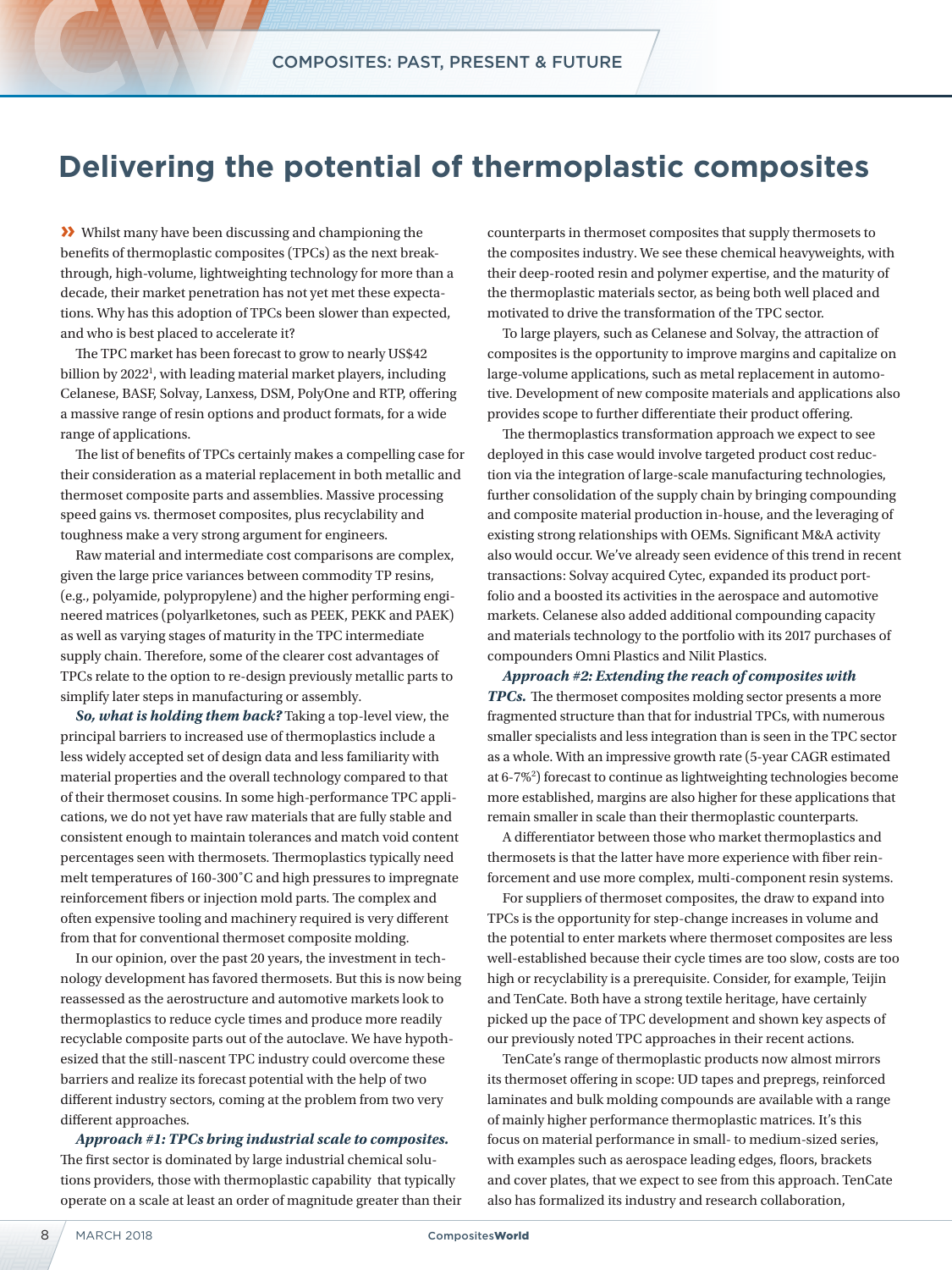# Delivering the potential of thermoplastic composites

» Whilst many have been discussing and championing the benefits of thermoplastic composites (TPCs) as the next breakthrough, high-volume, lightweighting technology for more than a decade, their market penetration has not yet met these expectations. Why has this adoption of TPCs been slower than expected, and who is best placed to accelerate it?

The TPC market has been forecast to grow to nearly US$42 billion by 2022[1], with leading material market players, including Celanese, BASF, Solvay, Lanxess, DSM, PolyOne and RTP, offering a massive range of resin options and product formats, for a wide range of applications.

The list of benefits of TPCs certainly makes a compelling case for their consideration as a material replacement in both metallic and thermoset composite parts and assemblies. Massive processing speed gains vs. thermoset composites, plus recyclability and toughness make a very strong argument for engineers.

Raw material and intermediate cost comparisons are complex, given the large price variances between commodity TP resins, (e.g., polyamide, polypropylene) and the higher performing engineered matrices (polyarlketones, such as PEEK, PEKK and PAEK) as well as varying stages of maturity in the TPC intermediate supply chain. Therefore, some of the clearer cost advantages of TPCs relate to the option to re-design previously metallic parts to simplify later steps in manufacturing or assembly.

***So, what is holding them back?*** Taking a top-level view, the principal barriers to increased use of thermoplastics include a less widely accepted set of design data and less familiarity with material properties and the overall technology compared to that of their thermoset cousins. In some high-performance TPC applications, we do not yet have raw materials that are fully stable and consistent enough to maintain tolerances and match void content percentages seen with thermosets. Thermoplastics typically need melt temperatures of 160-300°C and high pressures to impregnate reinforcement fibers or injection mold parts. The complex and often expensive tooling and machinery required is very different from that for conventional thermoset composite molding.

In our opinion, over the past 20 years, the investment in technology development has favored thermosets. But this is now being reassessed as the aerostructure and automotive markets look to thermoplastics to reduce cycle times and produce more readily recyclable composite parts out of the autoclave. We have hypothesized that the still-nascent TPC industry could overcome these barriers and realize its forecast potential with the help of two different industry sectors, coming at the problem from two very different approaches.

***Approach #1: TPCs bring industrial scale to composites.*** The first sector is dominated by large industrial chemical solutions providers, those with thermoplastic capability that typically operate on a scale at least an order of magnitude greater than their counterparts in thermoset composites that supply thermosets to the composites industry. We see these chemical heavyweights, with their deep-rooted resin and polymer expertise, and the maturity of the thermoplastic materials sector, as being both well placed and motivated to drive the transformation of the TPC sector.

To large players, such as Celanese and Solvay, the attraction of composites is the opportunity to improve margins and capitalize on large-volume applications, such as metal replacement in automotive. Development of new composite materials and applications also provides scope to further differentiate their product offering.

The thermoplastics transformation approach we expect to see deployed in this case would involve targeted product cost reduction via the integration of large-scale manufacturing technologies, further consolidation of the supply chain by bringing compounding and composite material production in-house, and the leveraging of existing strong relationships with OEMs. Significant M&A activity also would occur. We've already seen evidence of this trend in recent transactions: Solvay acquired Cytec, expanded its product portfolio and a boosted its activities in the aerospace and automotive markets. Celanese also added additional compounding capacity and materials technology to the portfolio with its 2017 purchases of compounders Omni Plastics and Nilit Plastics.

***Approach #2: Extending the reach of composites with TPCs.*** The thermoset composites molding sector presents a more fragmented structure than that for industrial TPCs, with numerous smaller specialists and less integration than is seen in the TPC sector as a whole. With an impressive growth rate (5-year CAGR estimated at 6-7%[2]) forecast to continue as lightweighting technologies become more established, margins are also higher for these applications that remain smaller in scale than their thermoplastic counterparts.

A differentiator between those who market thermoplastics and thermosets is that the latter have more experience with fiber reinforcement and use more complex, multi-component resin systems.

For suppliers of thermoset composites, the draw to expand into TPCs is the opportunity for step-change increases in volume and the potential to enter markets where thermoset composites are less well-established because their cycle times are too slow, costs are too high or recyclability is a prerequisite. Consider, for example, Teijin and TenCate. Both have a strong textile heritage, have certainly picked up the pace of TPC development and shown key aspects of our previously noted TPC approaches in their recent actions.

TenCate's range of thermoplastic products now almost mirrors its thermoset offering in scope: UD tapes and prepregs, reinforced laminates and bulk molding compounds are available with a range of mainly higher performance thermoplastic matrices. It's this focus on material performance in small- to medium-sized series, with examples such as aerospace leading edges, floors, brackets and cover plates, that we expect to see from this approach. TenCate also has formalized its industry and research collaboration,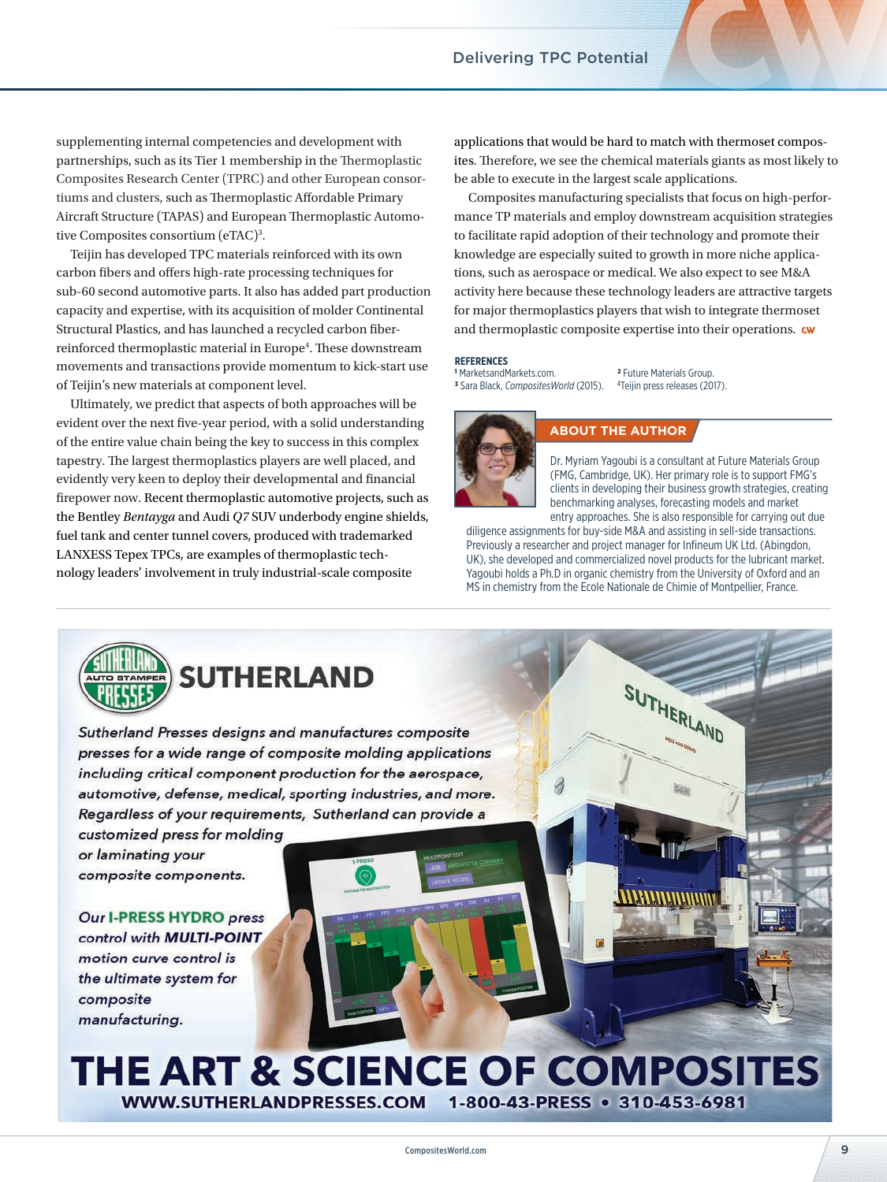supplementing internal competencies and development with partnerships, such as its Tier 1 membership in the Thermoplastic Composites Research Center (TPRC) and other European consortiums and clusters, such as Thermoplastic Affordable Primary Aircraft Structure (TAPAS) and European Thermoplastic Automotive Composites consortium (eTAC)[3].

Teijin has developed TPC materials reinforced with its own carbon fibers and offers high-rate processing techniques for sub-60 second automotive parts. It also has added part production capacity and expertise, with its acquisition of molder Continental Structural Plastics, and has launched a recycled carbon fiber-reinforced thermoplastic material in Europe[4]. These downstream movements and transactions provide momentum to kick-start use of Teijin's new materials at component level.

Ultimately, we predict that aspects of both approaches will be evident over the next five-year period, with a solid understanding of the entire value chain being the key to success in this complex tapestry. The largest thermoplastics players are well placed, and evidently very keen to deploy their developmental and financial firepower now. Recent thermoplastic automotive projects, such as the Bentley *Bentayga* and Audi *Q7* SUV underbody engine shields, fuel tank and center tunnel covers, produced with trademarked LANXESS Tepex TPCs, are examples of thermoplastic technology leaders' involvement in truly industrial-scale composite applications that would be hard to match with thermoset composites. Therefore, we see the chemical materials giants as most likely to be able to execute in the largest scale applications.

Composites manufacturing specialists that focus on high-performance TP materials and employ downstream acquisition strategies to facilitate rapid adoption of their technology and promote their knowledge are especially suited to growth in more niche applications, such as aerospace or medical. We also expect to see M&A activity here because these technology leaders are attractive targets for major thermoplastics players that wish to integrate thermoset and thermoplastic composite expertise into their operations. CW

**REFERENCES**

[1] MarketsandMarkets.com.
[2] Future Materials Group.
[3] Sara Black, *CompositesWorld* (2015).
[4] Teijin press releases (2017).

## ABOUT THE AUTHOR

Dr. Myriam Yagoubi is a consultant at Future Materials Group (FMG, Cambridge, UK). Her primary role is to support FMG's clients in developing their business growth strategies, creating benchmarking analyses, forecasting models and market entry approaches. She is also responsible for carrying out due diligence assignments for buy-side M&A and assisting in sell-side transactions. Previously a researcher and project manager for Infineum UK Ltd. (Abingdon, UK), she developed and commercialized novel products for the lubricant market. Yagoubi holds a Ph.D in organic chemistry from the University of Oxford and an MS in chemistry from the Ecole Nationale de Chimie of Montpellier, France.

SUTHERLAND

*Sutherland Presses designs and manufactures composite presses for a wide range of composite molding applications including critical component production for the aerospace, automotive, defense, medical, sporting industries, and more. Regardless of your requirements, Sutherland can provide a customized press for molding or laminating your composite components.*

*Our **I-PRESS HYDRO** press control with **MULTI-POINT** motion curve control is the ultimate system for composite manufacturing.*

THE ART & SCIENCE OF COMPOSITES

WWW.SUTHERLANDPRESSES.COM 1-800-43-PRESS • 310-453-6981